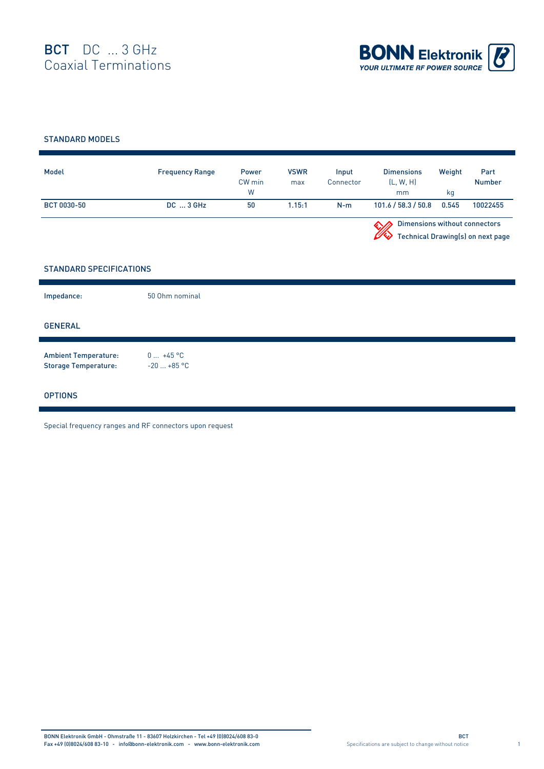# BCT DC ... 3 GHz
## Coaxial Terminations

BONN Elektronik
YOUR ULTIMATE RF POWER SOURCE

### STANDARD MODELS

| Model | Frequency Range | Power CW min W | VSWR max | Input Connector | Dimensions (L, W, H) mm | Weight kg | Part Number |
|---|---|---|---|---|---|---|---|
| BCT 0030-50 | DC ... 3 GHz | 50 | 1.15:1 | N-m | 101.6 / 58.3 / 50.8 | 0.545 | 10022455 |

Dimensions without connectors
Technical Drawing(s) on next page

### STANDARD SPECIFICATIONS

**Impedance:** 50 Ohm nominal

### GENERAL

**Ambient Temperature:** 0 ... +45 °C
**Storage Temperature:** -20 ... +85 °C

### OPTIONS

Special frequency ranges and RF connectors upon request

BONN Elektronik GmbH - Ohmstraße 11 - 83607 Holzkirchen - Tel +49 (0)8024/608 83-0
Fax +49 (0)8024/608 83-10 - info@bonn-elektronik.com - www.bonn-elektronik.com

Specifications are subject to change without notice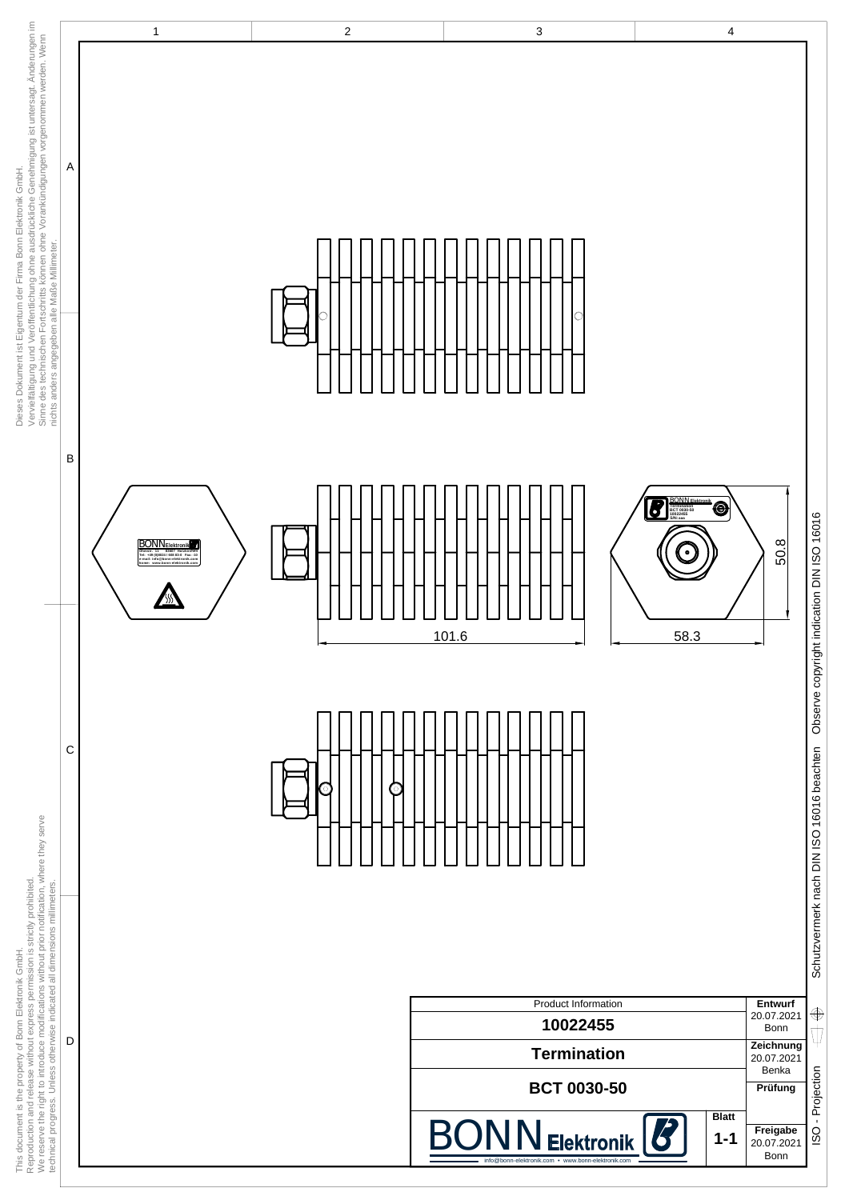Dieses Dokument ist Eigentum der Firma Bonn Elektronik GmbH.
Vervielfältigung und Veröffentlichung ohne ausdrückliche Genehmigung ist untersagt. Änderungen im Sinne des technischen Fortschritts können ohne Vorankündigungen vorgenommen werden. Wenn nichts anders angegeben alle Maße Millimeter.

This document is the property of Bonn Elektronik GmbH.
Reproduction and release without express permission is strictly prohibited.
We reserve the right to introduce modifications without prior notification, where they serve technical progress. Unless otherwise indicated all dimensions millimeters.

101.6

58.3

50.8

Schutzvermerk nach DIN ISO 16016 beachten Observe copyright indication DIN ISO 16016

ISO - Projection

| | | |
|---|---|---|
| Product Information | | **Entwurf** 20.07.2021 Bonn |
| **10022455** | | |
| **Termination** | | **Zeichnung** 20.07.2021 Benka |
| **BCT 0030-50** | | **Prüfung** |
| BONN Elektronik | **Blatt** **1-1** | **Freigabe** 20.07.2021 Bonn |

info@bonn-elektronik.com • www.bonn-elektronik.com